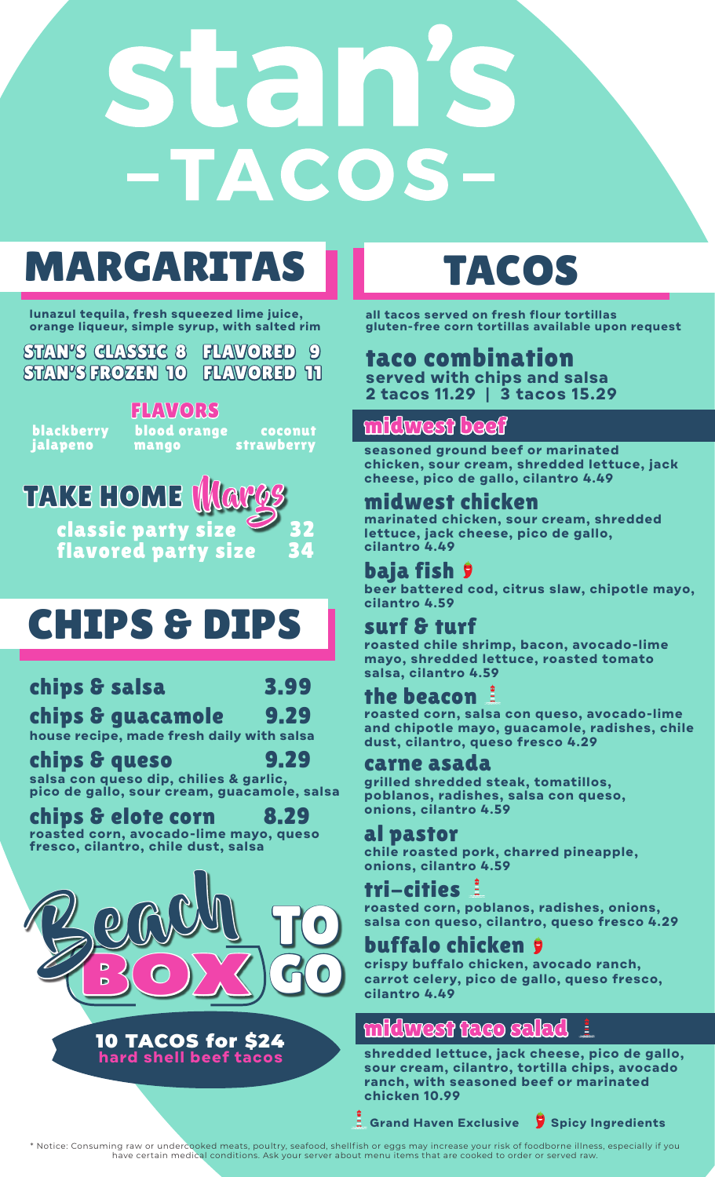# stan's -TACOS-

## MARGARITAS

lunazul tequila, fresh squeezed lime juice, orange liqueur, simple syrup, with salted rim

STAN'S CLASSIC 8 FLAVORED 9
STAN'S FROZEN 10 FLAVORED 11

### FLAVORS

blackberry jalapeno
blood orange mango
coconut strawberry

### TAKE HOME Margs

classic party size 32
flavored party size 34

## CHIPS & DIPS

### chips & salsa 3.99

### chips & guacamole 9.29
house recipe, made fresh daily with salsa

### chips & queso 9.29
salsa con queso dip, chilies & garlic, pico de gallo, sour cream, guacamole, salsa

### chips & elote corn 8.29
roasted corn, avocado-lime mayo, queso fresco, cilantro, chile dust, salsa

## Beach BOX TO GO

**10 TACOS for $24**
hard shell beef tacos

## TACOS

all tacos served on fresh flour tortillas
gluten-free corn tortillas available upon request

### taco combination
served with chips and salsa
2 tacos 11.29 | 3 tacos 15.29

### midwest beef
seasoned ground beef or marinated chicken, sour cream, shredded lettuce, jack cheese, pico de gallo, cilantro 4.49

### midwest chicken
marinated chicken, sour cream, shredded lettuce, jack cheese, pico de gallo, cilantro 4.49

### baja fish 🌶
beer battered cod, citrus slaw, chipotle mayo, cilantro 4.59

### surf & turf
roasted chile shrimp, bacon, avocado-lime mayo, shredded lettuce, roasted tomato salsa, cilantro 4.59

### the beacon (Grand Haven Exclusive)
roasted corn, salsa con queso, avocado-lime and chipotle mayo, guacamole, radishes, chile dust, cilantro, queso fresco 4.29

### carne asada
grilled shredded steak, tomatillos, poblanos, radishes, salsa con queso, onions, cilantro 4.59

### al pastor
chile roasted pork, charred pineapple, onions, cilantro 4.59

### tri-cities (Grand Haven Exclusive)
roasted corn, poblanos, radishes, onions, salsa con queso, cilantro, queso fresco 4.29

### buffalo chicken 🌶
crispy buffalo chicken, avocado ranch, carrot celery, pico de gallo, queso fresco, cilantro 4.49

### midwest taco salad (Grand Haven Exclusive)
shredded lettuce, jack cheese, pico de gallo, sour cream, cilantro, tortilla chips, avocado ranch, with seasoned beef or marinated chicken 10.99

Grand Haven Exclusive 🌶 Spicy Ingredients

* Notice: Consuming raw or undercooked meats, poultry, seafood, shellfish or eggs may increase your risk of foodborne illness, especially if you have certain medical conditions. Ask your server about menu items that are cooked to order or served raw.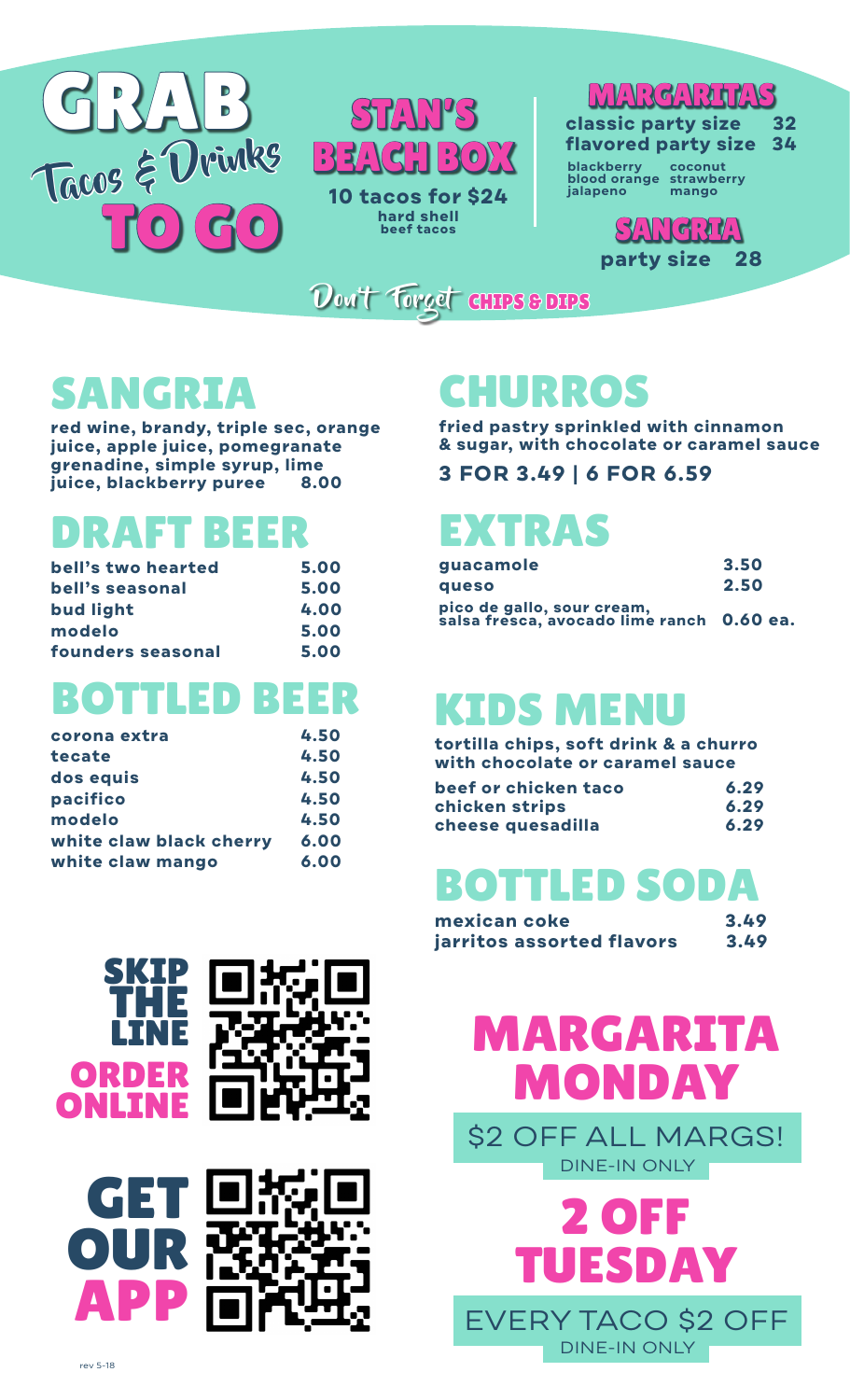# GRAB Tacos & Drinks TO GO

## STAN'S BEACH BOX

**10 tacos for $24**
hard shell beef tacos

## MARGARITAS

| | |
|---|---|
| classic party size | 32 |
| flavored party size | 34 |

blackberry, blood orange, jalapeno, coconut, strawberry, mango

## SANGRIA

| | |
|---|---|
| party size | 28 |

Don't Forget CHIPS & DIPS

## SANGRIA

red wine, brandy, triple sec, orange juice, apple juice, pomegranate grenadine, simple syrup, lime juice, blackberry puree 8.00

## DRAFT BEER

| | |
|---|---|
| bell's two hearted | 5.00 |
| bell's seasonal | 5.00 |
| bud light | 4.00 |
| modelo | 5.00 |
| founders seasonal | 5.00 |

## BOTTLED BEER

| | |
|---|---|
| corona extra | 4.50 |
| tecate | 4.50 |
| dos equis | 4.50 |
| pacifico | 4.50 |
| modelo | 4.50 |
| white claw black cherry | 6.00 |
| white claw mango | 6.00 |

## CHURROS

fried pastry sprinkled with cinnamon & sugar, with chocolate or caramel sauce

**3 FOR 3.49 | 6 FOR 6.59**

## EXTRAS

| | |
|---|---|
| guacamole | 3.50 |
| queso | 2.50 |
| pico de gallo, sour cream, salsa fresca, avocado lime ranch | 0.60 ea. |

## KIDS MENU

tortilla chips, soft drink & a churro with chocolate or caramel sauce

| | |
|---|---|
| beef or chicken taco | 6.29 |
| chicken strips | 6.29 |
| cheese quesadilla | 6.29 |

## BOTTLED SODA

| | |
|---|---|
| mexican coke | 3.49 |
| jarritos assorted flavors | 3.49 |

SKIP THE LINE ORDER ONLINE

GET OUR APP

## MARGARITA MONDAY

$2 OFF ALL MARGS!
DINE-IN ONLY

## 2 OFF TUESDAY

EVERY TACO $2 OFF
DINE-IN ONLY

rev 5-18